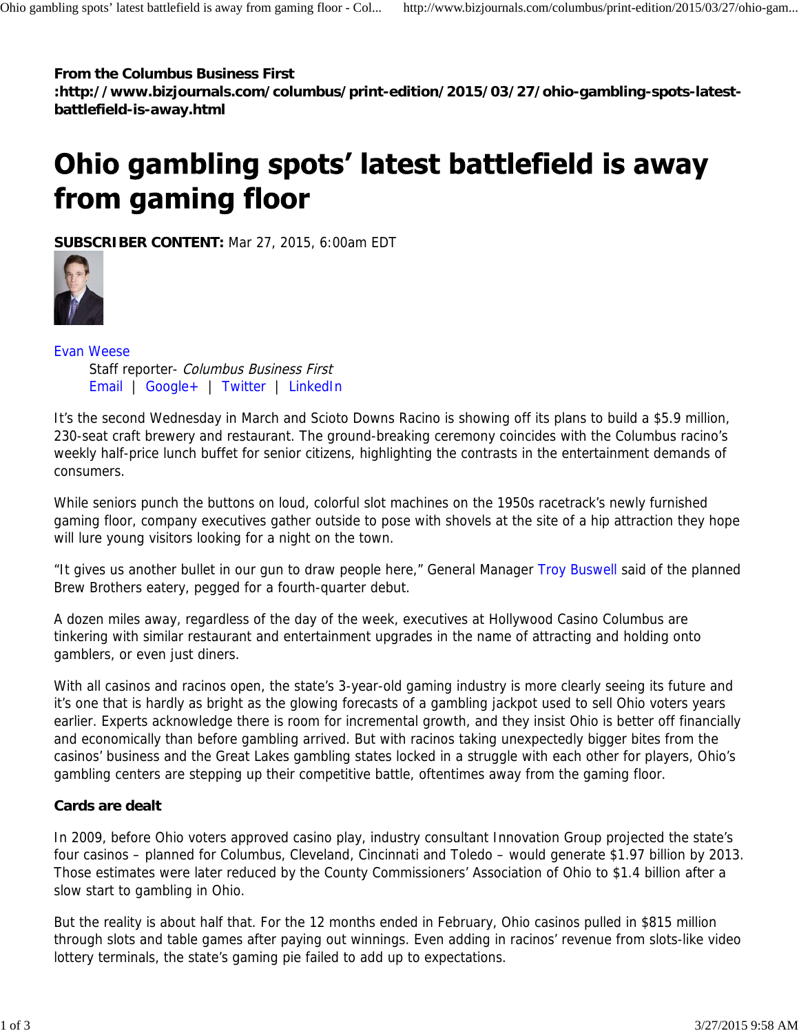**From the Columbus Business First**
**:http://www.bizjournals.com/columbus/print-edition/2015/03/27/ohio-gambling-spots-latest-battlefield-is-away.html**

# Ohio gambling spots' latest battlefield is away from gaming floor

**SUBSCRIBER CONTENT:** Mar 27, 2015, 6:00am EDT

Evan Weese
Staff reporter- *Columbus Business First*
Email | Google+ | Twitter | LinkedIn

It's the second Wednesday in March and Scioto Downs Racino is showing off its plans to build a $5.9 million, 230-seat craft brewery and restaurant. The ground-breaking ceremony coincides with the Columbus racino's weekly half-price lunch buffet for senior citizens, highlighting the contrasts in the entertainment demands of consumers.

While seniors punch the buttons on loud, colorful slot machines on the 1950s racetrack's newly furnished gaming floor, company executives gather outside to pose with shovels at the site of a hip attraction they hope will lure young visitors looking for a night on the town.

"It gives us another bullet in our gun to draw people here," General Manager Troy Buswell said of the planned Brew Brothers eatery, pegged for a fourth-quarter debut.

A dozen miles away, regardless of the day of the week, executives at Hollywood Casino Columbus are tinkering with similar restaurant and entertainment upgrades in the name of attracting and holding onto gamblers, or even just diners.

With all casinos and racinos open, the state's 3-year-old gaming industry is more clearly seeing its future and it's one that is hardly as bright as the glowing forecasts of a gambling jackpot used to sell Ohio voters years earlier. Experts acknowledge there is room for incremental growth, and they insist Ohio is better off financially and economically than before gambling arrived. But with racinos taking unexpectedly bigger bites from the casinos' business and the Great Lakes gambling states locked in a struggle with each other for players, Ohio's gambling centers are stepping up their competitive battle, oftentimes away from the gaming floor.

### Cards are dealt

In 2009, before Ohio voters approved casino play, industry consultant Innovation Group projected the state's four casinos – planned for Columbus, Cleveland, Cincinnati and Toledo – would generate $1.97 billion by 2013. Those estimates were later reduced by the County Commissioners' Association of Ohio to $1.4 billion after a slow start to gambling in Ohio.

But the reality is about half that. For the 12 months ended in February, Ohio casinos pulled in $815 million through slots and table games after paying out winnings. Even adding in racinos' revenue from slots-like video lottery terminals, the state's gaming pie failed to add up to expectations.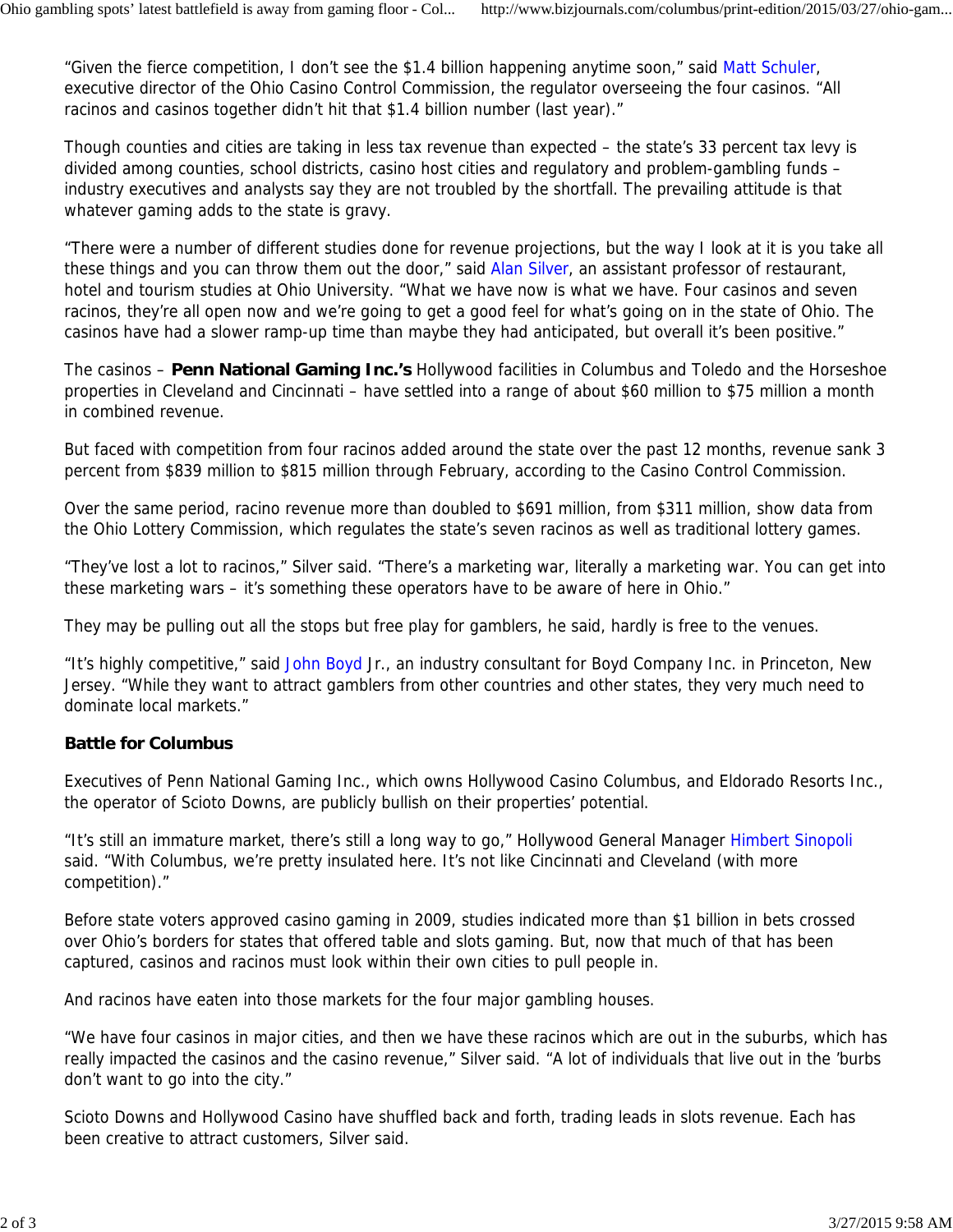“Given the fierce competition, I don’t see the $1.4 billion happening anytime soon,” said Matt Schuler, executive director of the Ohio Casino Control Commission, the regulator overseeing the four casinos. “All racinos and casinos together didn’t hit that $1.4 billion number (last year).”

Though counties and cities are taking in less tax revenue than expected – the state’s 33 percent tax levy is divided among counties, school districts, casino host cities and regulatory and problem-gambling funds – industry executives and analysts say they are not troubled by the shortfall. The prevailing attitude is that whatever gaming adds to the state is gravy.

“There were a number of different studies done for revenue projections, but the way I look at it is you take all these things and you can throw them out the door,” said Alan Silver, an assistant professor of restaurant, hotel and tourism studies at Ohio University. “What we have now is what we have. Four casinos and seven racinos, they’re all open now and we’re going to get a good feel for what’s going on in the state of Ohio. The casinos have had a slower ramp-up time than maybe they had anticipated, but overall it’s been positive.”

The casinos – **Penn National Gaming Inc.’s** Hollywood facilities in Columbus and Toledo and the Horseshoe properties in Cleveland and Cincinnati – have settled into a range of about $60 million to $75 million a month in combined revenue.

But faced with competition from four racinos added around the state over the past 12 months, revenue sank 3 percent from $839 million to $815 million through February, according to the Casino Control Commission.

Over the same period, racino revenue more than doubled to $691 million, from $311 million, show data from the Ohio Lottery Commission, which regulates the state’s seven racinos as well as traditional lottery games.

“They’ve lost a lot to racinos,” Silver said. “There’s a marketing war, literally a marketing war. You can get into these marketing wars – it’s something these operators have to be aware of here in Ohio.”

They may be pulling out all the stops but free play for gamblers, he said, hardly is free to the venues.

“It’s highly competitive,” said John Boyd Jr., an industry consultant for Boyd Company Inc. in Princeton, New Jersey. “While they want to attract gamblers from other countries and other states, they very much need to dominate local markets.”

**Battle for Columbus**

Executives of Penn National Gaming Inc., which owns Hollywood Casino Columbus, and Eldorado Resorts Inc., the operator of Scioto Downs, are publicly bullish on their properties’ potential.

“It’s still an immature market, there’s still a long way to go,” Hollywood General Manager Himbert Sinopoli said. “With Columbus, we’re pretty insulated here. It’s not like Cincinnati and Cleveland (with more competition).”

Before state voters approved casino gaming in 2009, studies indicated more than $1 billion in bets crossed over Ohio’s borders for states that offered table and slots gaming. But, now that much of that has been captured, casinos and racinos must look within their own cities to pull people in.

And racinos have eaten into those markets for the four major gambling houses.

“We have four casinos in major cities, and then we have these racinos which are out in the suburbs, which has really impacted the casinos and the casino revenue,” Silver said. “A lot of individuals that live out in the ’burbs don’t want to go into the city.”

Scioto Downs and Hollywood Casino have shuffled back and forth, trading leads in slots revenue. Each has been creative to attract customers, Silver said.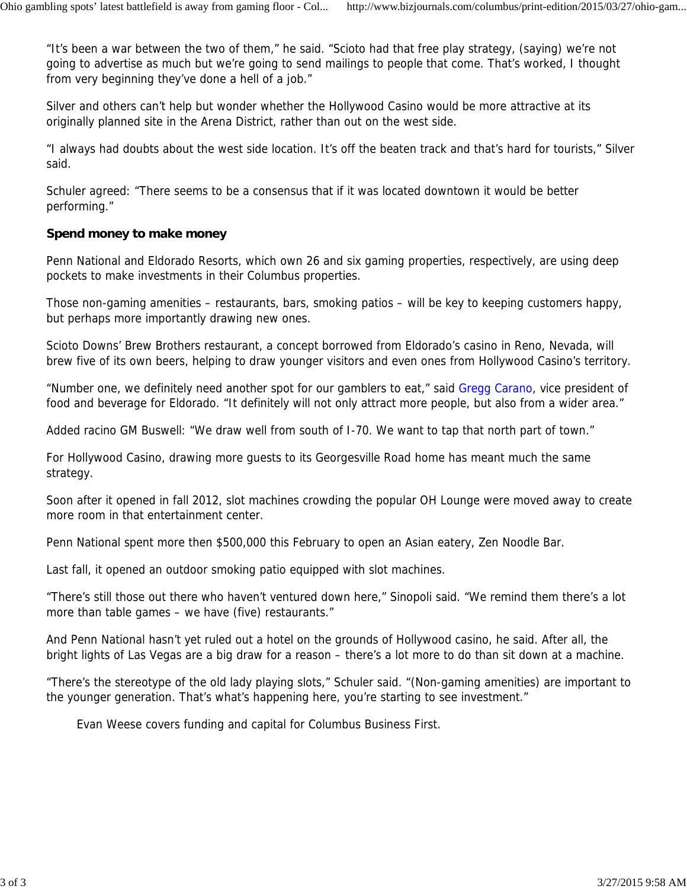"It's been a war between the two of them," he said. "Scioto had that free play strategy, (saying) we're not going to advertise as much but we're going to send mailings to people that come. That's worked, I thought from very beginning they've done a hell of a job."

Silver and others can't help but wonder whether the Hollywood Casino would be more attractive at its originally planned site in the Arena District, rather than out on the west side.

"I always had doubts about the west side location. It's off the beaten track and that's hard for tourists," Silver said.

Schuler agreed: "There seems to be a consensus that if it was located downtown it would be better performing."

**Spend money to make money**

Penn National and Eldorado Resorts, which own 26 and six gaming properties, respectively, are using deep pockets to make investments in their Columbus properties.

Those non-gaming amenities – restaurants, bars, smoking patios – will be key to keeping customers happy, but perhaps more importantly drawing new ones.

Scioto Downs' Brew Brothers restaurant, a concept borrowed from Eldorado's casino in Reno, Nevada, will brew five of its own beers, helping to draw younger visitors and even ones from Hollywood Casino's territory.

"Number one, we definitely need another spot for our gamblers to eat," said Gregg Carano, vice president of food and beverage for Eldorado. "It definitely will not only attract more people, but also from a wider area."

Added racino GM Buswell: "We draw well from south of I-70. We want to tap that north part of town."

For Hollywood Casino, drawing more guests to its Georgesville Road home has meant much the same strategy.

Soon after it opened in fall 2012, slot machines crowding the popular OH Lounge were moved away to create more room in that entertainment center.

Penn National spent more then $500,000 this February to open an Asian eatery, Zen Noodle Bar.

Last fall, it opened an outdoor smoking patio equipped with slot machines.

"There's still those out there who haven't ventured down here," Sinopoli said. "We remind them there's a lot more than table games – we have (five) restaurants."

And Penn National hasn't yet ruled out a hotel on the grounds of Hollywood casino, he said. After all, the bright lights of Las Vegas are a big draw for a reason – there's a lot more to do than sit down at a machine.

"There's the stereotype of the old lady playing slots," Schuler said. "(Non-gaming amenities) are important to the younger generation. That's what's happening here, you're starting to see investment."

Evan Weese covers funding and capital for Columbus Business First.